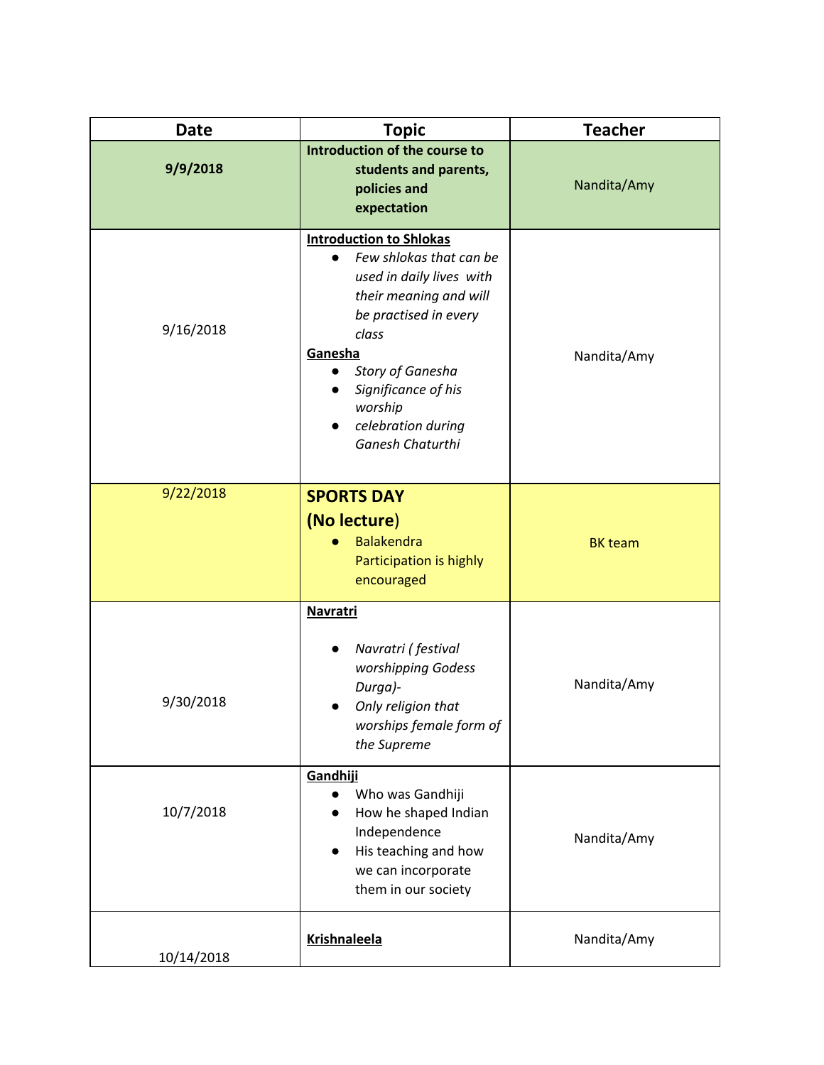| Date | Topic | Teacher |
|---|---|---|
| **9/9/2018** | **Introduction of the course to students and parents, policies and expectation** | Nandita/Amy |
| 9/16/2018 | **<u>Introduction to Shlokas</u>**<br>• *Few shlokas that can be used in daily lives with their meaning and will be practised in every class*<br>**<u>Ganesha</u>**<br>• *Story of Ganesha*<br>• *Significance of his worship*<br>• *celebration during Ganesh Chaturthi* | Nandita/Amy |
| 9/22/2018 | **SPORTS DAY**<br>**(No lecture)**<br>• Balakendra Participation is highly encouraged | BK team |
| 9/30/2018 | **<u>Navratri</u>**<br>• *Navratri ( festival worshipping Godess Durga)-*<br>• *Only religion that worships female form of the Supreme* | Nandita/Amy |
| 10/7/2018 | **<u>Gandhiji</u>**<br>• Who was Gandhiji<br>• How he shaped Indian Independence<br>• His teaching and how we can incorporate them in our society | Nandita/Amy |
| 10/14/2018 | **<u>Krishnaleela</u>** | Nandita/Amy |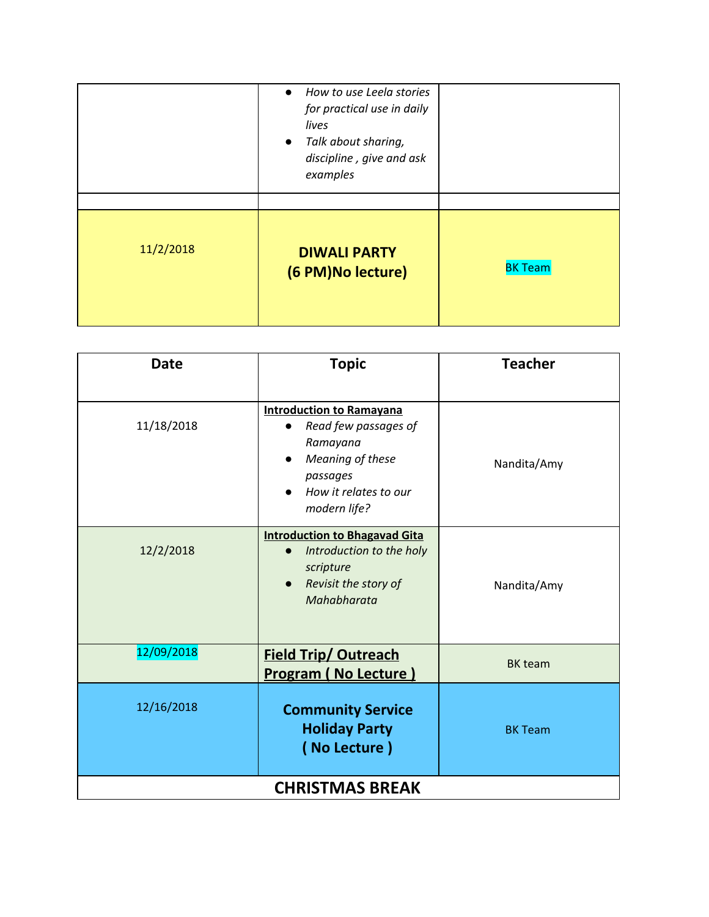| | | |
|---|---|---|
| | • *How to use Leela stories for practical use in daily lives*<br>• *Talk about sharing, discipline , give and ask examples* | |
| | | |
| 11/2/2018 | **DIWALI PARTY (6 PM)No lecture)** | BK Team |

| Date | Topic | Teacher |
|---|---|---|
| 11/18/2018 | **Introduction to Ramayana**<br>• *Read few passages of Ramayana*<br>• *Meaning of these passages*<br>• *How it relates to our modern life?* | Nandita/Amy |
| 12/2/2018 | **Introduction to Bhagavad Gita**<br>• *Introduction to the holy scripture*<br>• *Revisit the story of Mahabharata* | Nandita/Amy |
| 12/09/2018 | **Field Trip/ Outreach Program ( No Lecture )** | BK team |
| 12/16/2018 | **Community Service Holiday Party ( No Lecture )** | BK Team |
| **CHRISTMAS BREAK** | | |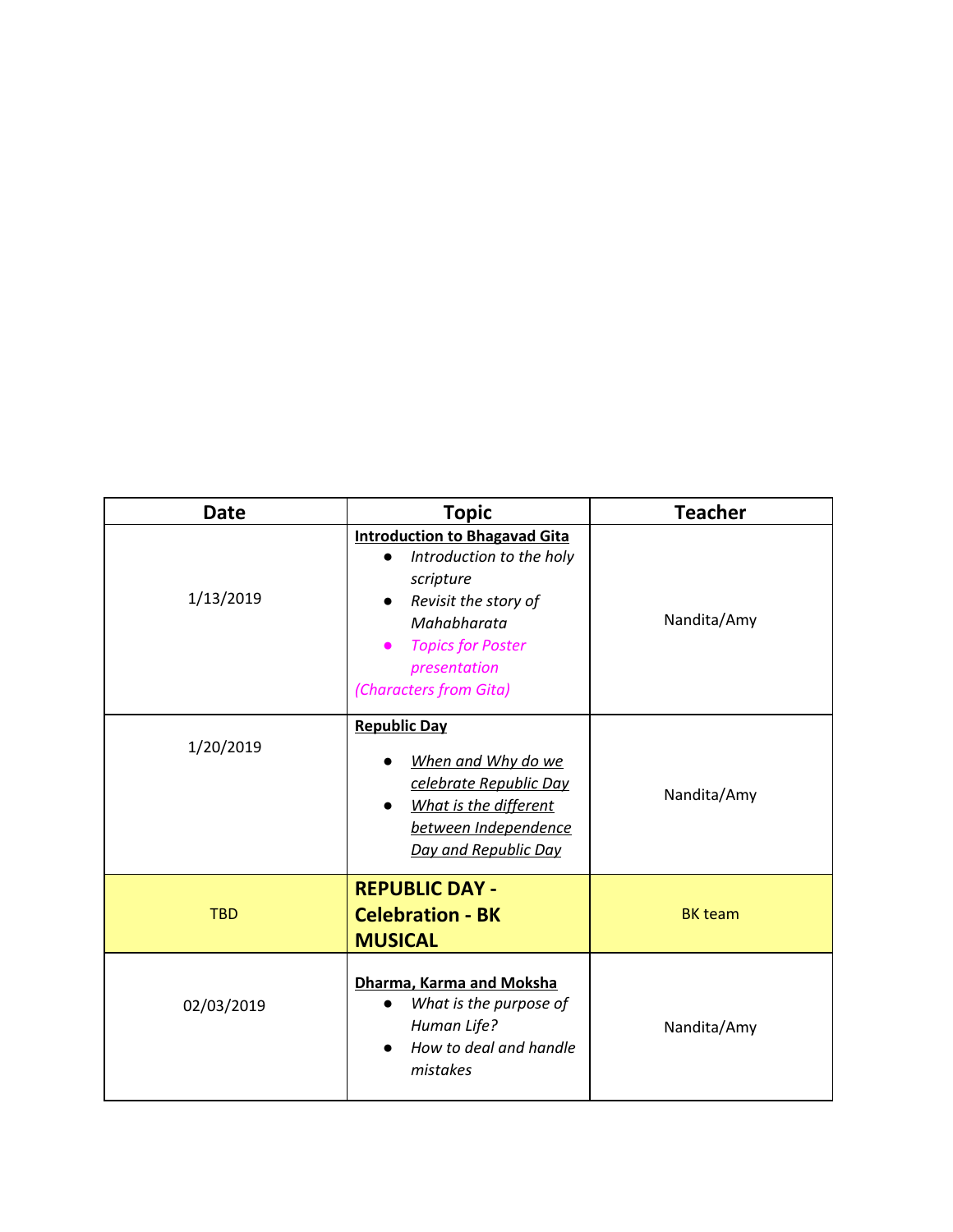| Date | Topic | Teacher |
| --- | --- | --- |
| 1/13/2019 | **Introduction to Bhagavad Gita**<br>• *Introduction to the holy scripture*<br>• *Revisit the story of Mahabharata*<br>• *Topics for Poster presentation*<br>*(Characters from Gita)* | Nandita/Amy |
| 1/20/2019 | **Republic Day**<br>• *When and Why do we celebrate Republic Day*<br>• *What is the different between Independence Day and Republic Day* | Nandita/Amy |
| TBD | **REPUBLIC DAY - Celebration - BK MUSICAL** | BK team |
| 02/03/2019 | **Dharma, Karma and Moksha**<br>• *What is the purpose of Human Life?*<br>• *How to deal and handle mistakes* | Nandita/Amy |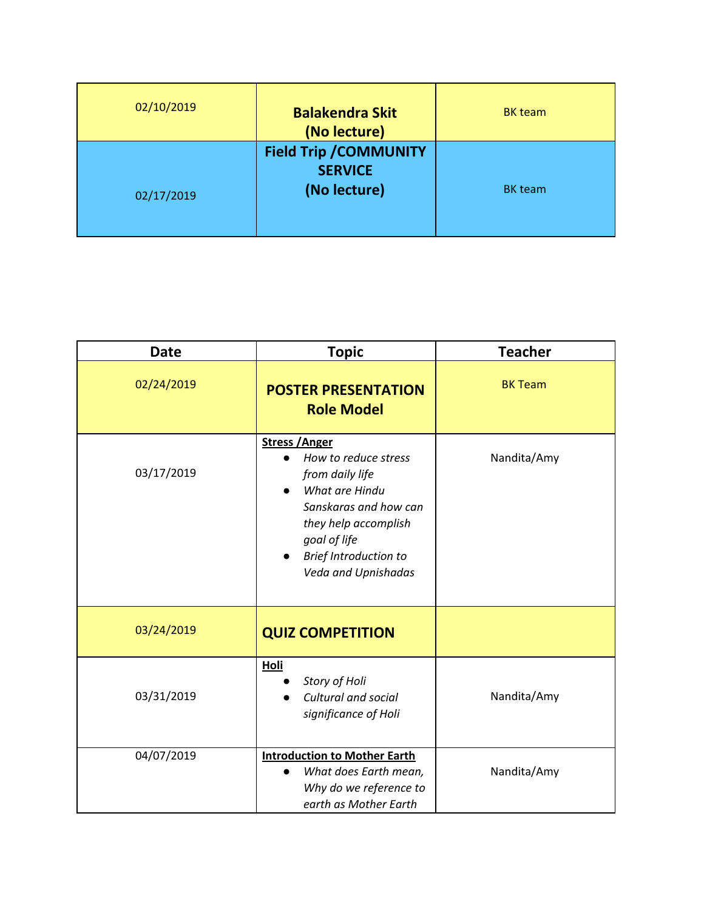| | | |
|---|---|---|
| 02/10/2019 | **Balakendra Skit (No lecture)** | BK team |
| 02/17/2019 | **Field Trip /COMMUNITY SERVICE (No lecture)** | BK team |

| Date | Topic | Teacher |
|---|---|---|
| 02/24/2019 | **POSTER PRESENTATION Role Model** | BK Team |
| 03/17/2019 | **Stress /Anger**<br>● *How to reduce stress from daily life*<br>● *What are Hindu Sanskaras and how can they help accomplish goal of life*<br>● *Brief Introduction to Veda and Upnishadas* | Nandita/Amy |
| 03/24/2019 | **QUIZ COMPETITION** | |
| 03/31/2019 | **Holi**<br>● *Story of Holi*<br>● *Cultural and social significance of Holi* | Nandita/Amy |
| 04/07/2019 | **Introduction to Mother Earth**<br>● *What does Earth mean, Why do we reference to earth as Mother Earth* | Nandita/Amy |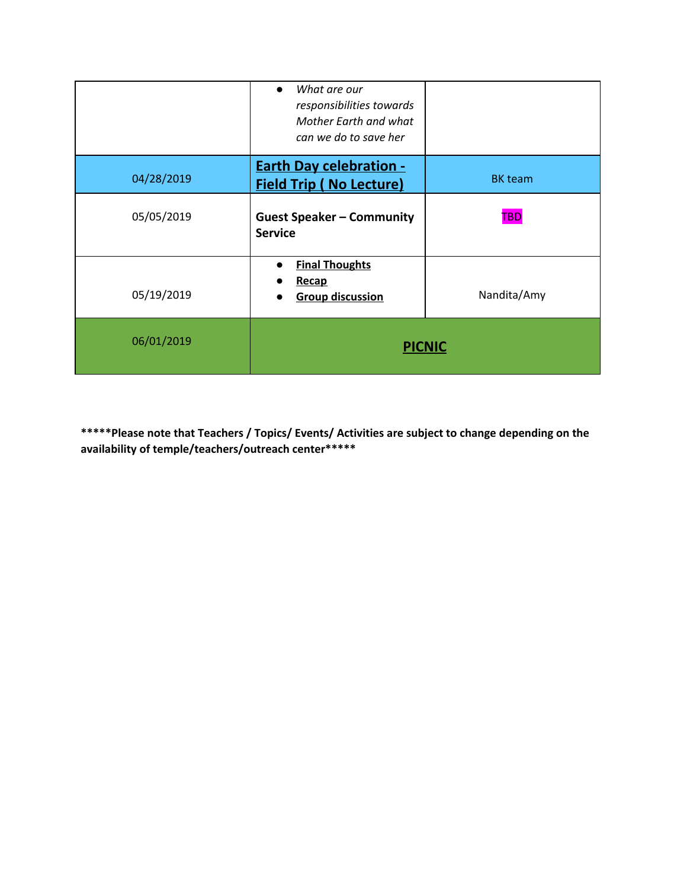| | | |
|---|---|---|
| | • *What are our responsibilities towards Mother Earth and what can we do to save her* | |
| 04/28/2019 | **Earth Day celebration - Field Trip ( No Lecture)** | BK team |
| 05/05/2019 | **Guest Speaker – Community Service** | TBD |
| 05/19/2019 | • **Final Thoughts**<br>• **Recap**<br>• **Group discussion** | Nandita/Amy |
| 06/01/2019 | **PICNIC** | |

**\*\*\*\*\*Please note that Teachers / Topics/ Events/ Activities are subject to change depending on the availability of temple/teachers/outreach center\*\*\*\*\***